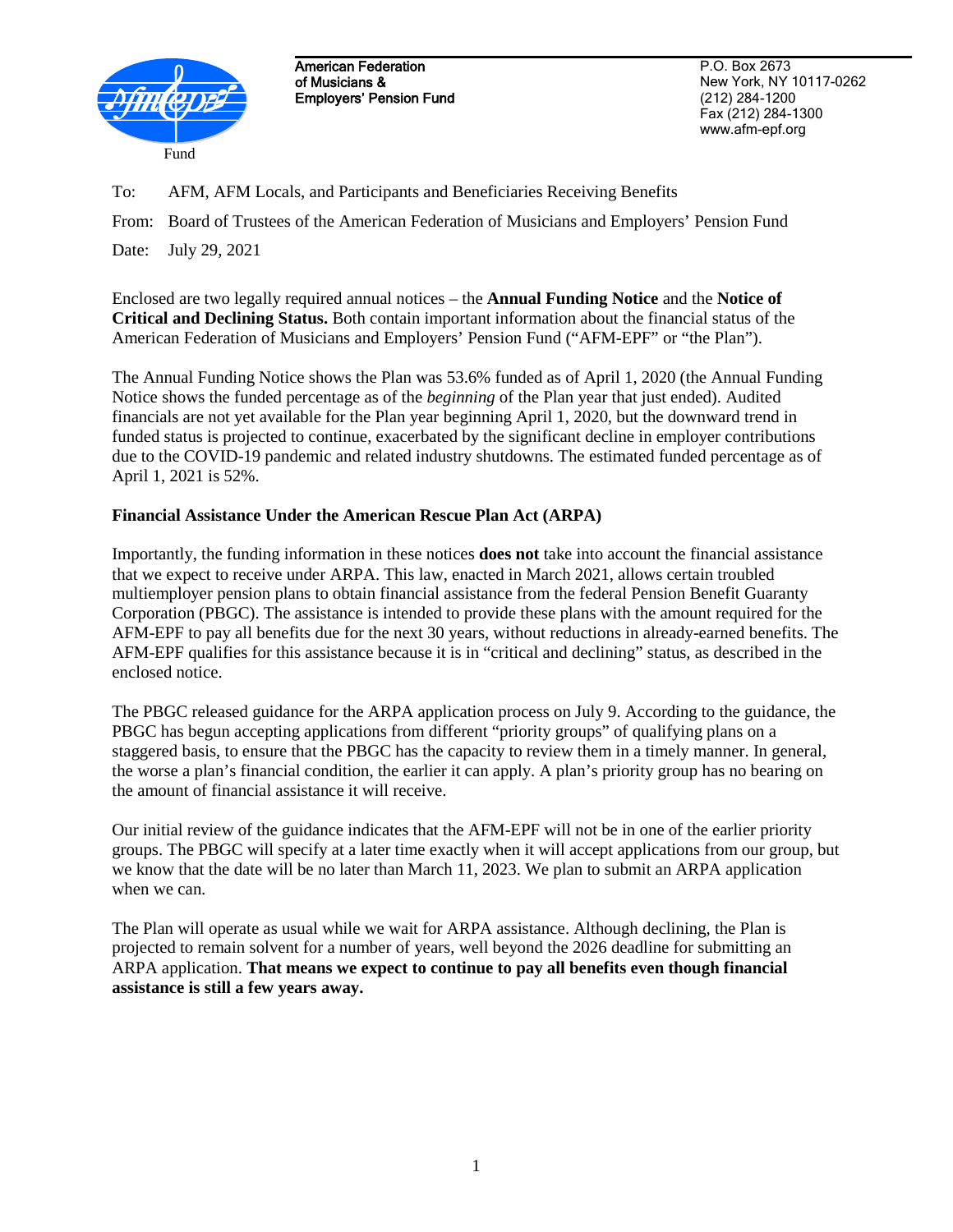American Federation of Musicians & Employers' Pension Fund

P.O. Box 2673
New York, NY 10117-0262
(212) 284-1200
Fax (212) 284-1300
www.afm-epf.org

Fund

To: AFM, AFM Locals, and Participants and Beneficiaries Receiving Benefits

From: Board of Trustees of the American Federation of Musicians and Employers' Pension Fund

Date: July 29, 2021

Enclosed are two legally required annual notices – the **Annual Funding Notice** and the **Notice of Critical and Declining Status.** Both contain important information about the financial status of the American Federation of Musicians and Employers' Pension Fund ("AFM-EPF" or "the Plan").

The Annual Funding Notice shows the Plan was 53.6% funded as of April 1, 2020 (the Annual Funding Notice shows the funded percentage as of the *beginning* of the Plan year that just ended). Audited financials are not yet available for the Plan year beginning April 1, 2020, but the downward trend in funded status is projected to continue, exacerbated by the significant decline in employer contributions due to the COVID-19 pandemic and related industry shutdowns. The estimated funded percentage as of April 1, 2021 is 52%.

**Financial Assistance Under the American Rescue Plan Act (ARPA)**

Importantly, the funding information in these notices **does not** take into account the financial assistance that we expect to receive under ARPA. This law, enacted in March 2021, allows certain troubled multiemployer pension plans to obtain financial assistance from the federal Pension Benefit Guaranty Corporation (PBGC). The assistance is intended to provide these plans with the amount required for the AFM-EPF to pay all benefits due for the next 30 years, without reductions in already-earned benefits. The AFM-EPF qualifies for this assistance because it is in "critical and declining" status, as described in the enclosed notice.

The PBGC released guidance for the ARPA application process on July 9. According to the guidance, the PBGC has begun accepting applications from different "priority groups" of qualifying plans on a staggered basis, to ensure that the PBGC has the capacity to review them in a timely manner. In general, the worse a plan's financial condition, the earlier it can apply. A plan's priority group has no bearing on the amount of financial assistance it will receive.

Our initial review of the guidance indicates that the AFM-EPF will not be in one of the earlier priority groups. The PBGC will specify at a later time exactly when it will accept applications from our group, but we know that the date will be no later than March 11, 2023. We plan to submit an ARPA application when we can.

The Plan will operate as usual while we wait for ARPA assistance. Although declining, the Plan is projected to remain solvent for a number of years, well beyond the 2026 deadline for submitting an ARPA application. **That means we expect to continue to pay all benefits even though financial assistance is still a few years away.**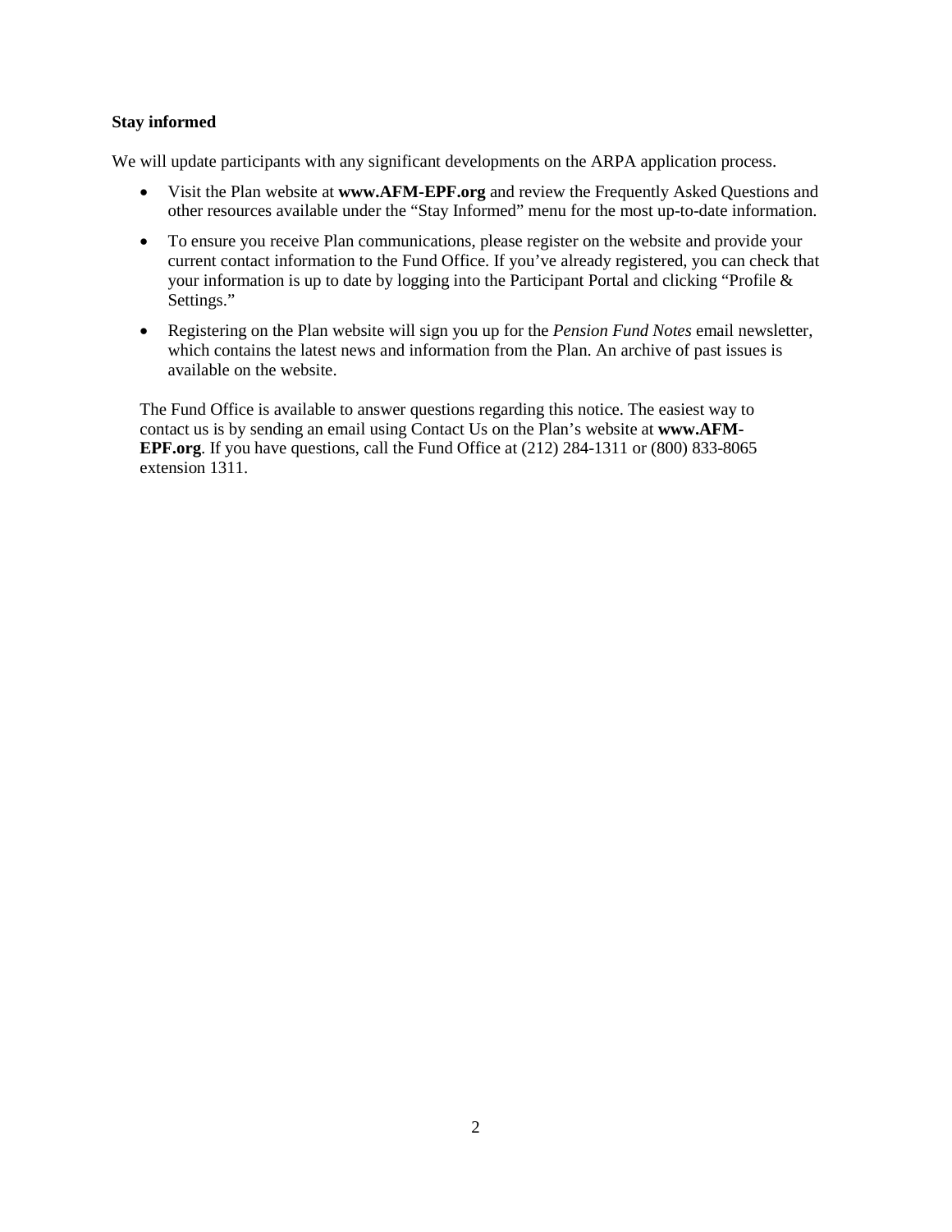**Stay informed**

We will update participants with any significant developments on the ARPA application process.

- Visit the Plan website at **www.AFM-EPF.org** and review the Frequently Asked Questions and other resources available under the "Stay Informed" menu for the most up-to-date information.
- To ensure you receive Plan communications, please register on the website and provide your current contact information to the Fund Office. If you've already registered, you can check that your information is up to date by logging into the Participant Portal and clicking "Profile & Settings."
- Registering on the Plan website will sign you up for the *Pension Fund Notes* email newsletter, which contains the latest news and information from the Plan. An archive of past issues is available on the website.

The Fund Office is available to answer questions regarding this notice. The easiest way to contact us is by sending an email using Contact Us on the Plan's website at **www.AFM-EPF.org**. If you have questions, call the Fund Office at (212) 284-1311 or (800) 833-8065 extension 1311.